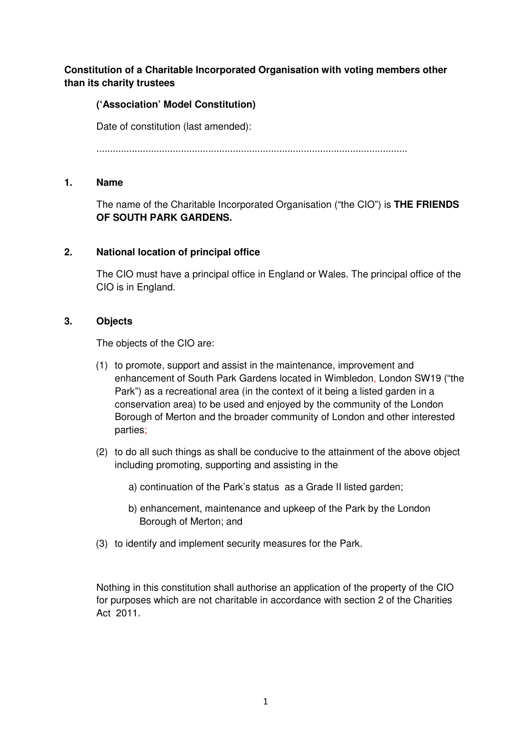**Constitution of a Charitable Incorporated Organisation with voting members other than its charity trustees**

**('Association' Model Constitution)**

Date of constitution (last amended):

.....................................................................................................................

## 1. Name

The name of the Charitable Incorporated Organisation ("the CIO") is **THE FRIENDS OF SOUTH PARK GARDENS.**

## 2. National location of principal office

The CIO must have a principal office in England or Wales. The principal office of the CIO is in England.

## 3. Objects

The objects of the CIO are:

(1) to promote, support and assist in the maintenance, improvement and enhancement of South Park Gardens located in Wimbledon, London SW19 ("the Park") as a recreational area (in the context of it being a listed garden in a conservation area) to be used and enjoyed by the community of the London Borough of Merton and the broader community of London and other interested parties;

(2) to do all such things as shall be conducive to the attainment of the above object including promoting, supporting and assisting in the

   a) continuation of the Park's status as a Grade II listed garden;

   b) enhancement, maintenance and upkeep of the Park by the London Borough of Merton; and

(3) to identify and implement security measures for the Park.

Nothing in this constitution shall authorise an application of the property of the CIO for purposes which are not charitable in accordance with section 2 of the Charities Act 2011.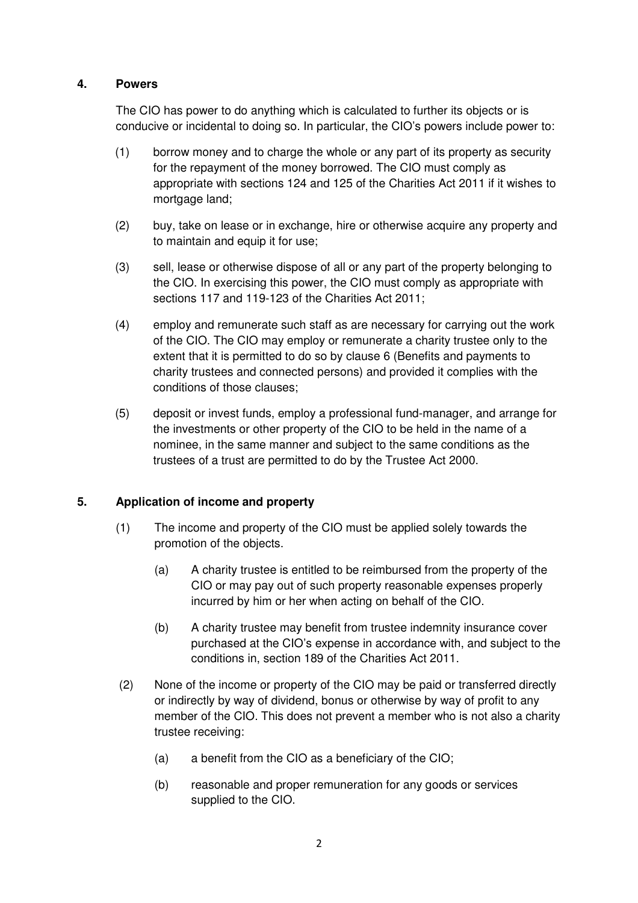## 4. Powers

The CIO has power to do anything which is calculated to further its objects or is conducive or incidental to doing so. In particular, the CIO's powers include power to:

(1) borrow money and to charge the whole or any part of its property as security for the repayment of the money borrowed. The CIO must comply as appropriate with sections 124 and 125 of the Charities Act 2011 if it wishes to mortgage land;

(2) buy, take on lease or in exchange, hire or otherwise acquire any property and to maintain and equip it for use;

(3) sell, lease or otherwise dispose of all or any part of the property belonging to the CIO. In exercising this power, the CIO must comply as appropriate with sections 117 and 119-123 of the Charities Act 2011;

(4) employ and remunerate such staff as are necessary for carrying out the work of the CIO. The CIO may employ or remunerate a charity trustee only to the extent that it is permitted to do so by clause 6 (Benefits and payments to charity trustees and connected persons) and provided it complies with the conditions of those clauses;

(5) deposit or invest funds, employ a professional fund-manager, and arrange for the investments or other property of the CIO to be held in the name of a nominee, in the same manner and subject to the same conditions as the trustees of a trust are permitted to do by the Trustee Act 2000.

## 5. Application of income and property

(1) The income and property of the CIO must be applied solely towards the promotion of the objects.

   (a) A charity trustee is entitled to be reimbursed from the property of the CIO or may pay out of such property reasonable expenses properly incurred by him or her when acting on behalf of the CIO.

   (b) A charity trustee may benefit from trustee indemnity insurance cover purchased at the CIO's expense in accordance with, and subject to the conditions in, section 189 of the Charities Act 2011.

(2) None of the income or property of the CIO may be paid or transferred directly or indirectly by way of dividend, bonus or otherwise by way of profit to any member of the CIO. This does not prevent a member who is not also a charity trustee receiving:

   (a) a benefit from the CIO as a beneficiary of the CIO;

   (b) reasonable and proper remuneration for any goods or services supplied to the CIO.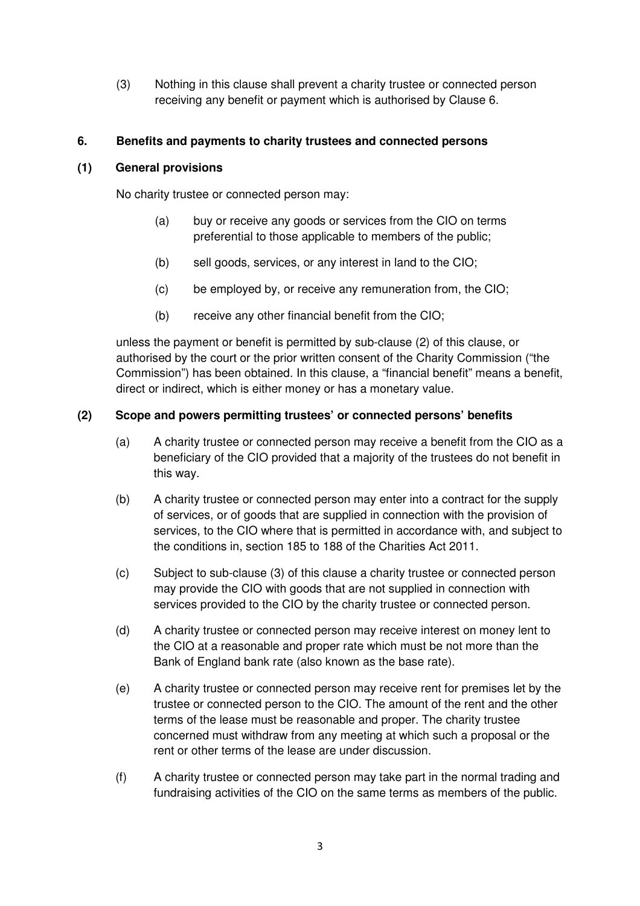(3) Nothing in this clause shall prevent a charity trustee or connected person receiving any benefit or payment which is authorised by Clause 6.

## 6. Benefits and payments to charity trustees and connected persons

### (1) General provisions

No charity trustee or connected person may:

(a) buy or receive any goods or services from the CIO on terms preferential to those applicable to members of the public;

(b) sell goods, services, or any interest in land to the CIO;

(c) be employed by, or receive any remuneration from, the CIO;

(b) receive any other financial benefit from the CIO;

unless the payment or benefit is permitted by sub-clause (2) of this clause, or authorised by the court or the prior written consent of the Charity Commission ("the Commission") has been obtained. In this clause, a "financial benefit" means a benefit, direct or indirect, which is either money or has a monetary value.

### (2) Scope and powers permitting trustees' or connected persons' benefits

(a) A charity trustee or connected person may receive a benefit from the CIO as a beneficiary of the CIO provided that a majority of the trustees do not benefit in this way.

(b) A charity trustee or connected person may enter into a contract for the supply of services, or of goods that are supplied in connection with the provision of services, to the CIO where that is permitted in accordance with, and subject to the conditions in, section 185 to 188 of the Charities Act 2011.

(c) Subject to sub-clause (3) of this clause a charity trustee or connected person may provide the CIO with goods that are not supplied in connection with services provided to the CIO by the charity trustee or connected person.

(d) A charity trustee or connected person may receive interest on money lent to the CIO at a reasonable and proper rate which must be not more than the Bank of England bank rate (also known as the base rate).

(e) A charity trustee or connected person may receive rent for premises let by the trustee or connected person to the CIO. The amount of the rent and the other terms of the lease must be reasonable and proper. The charity trustee concerned must withdraw from any meeting at which such a proposal or the rent or other terms of the lease are under discussion.

(f) A charity trustee or connected person may take part in the normal trading and fundraising activities of the CIO on the same terms as members of the public.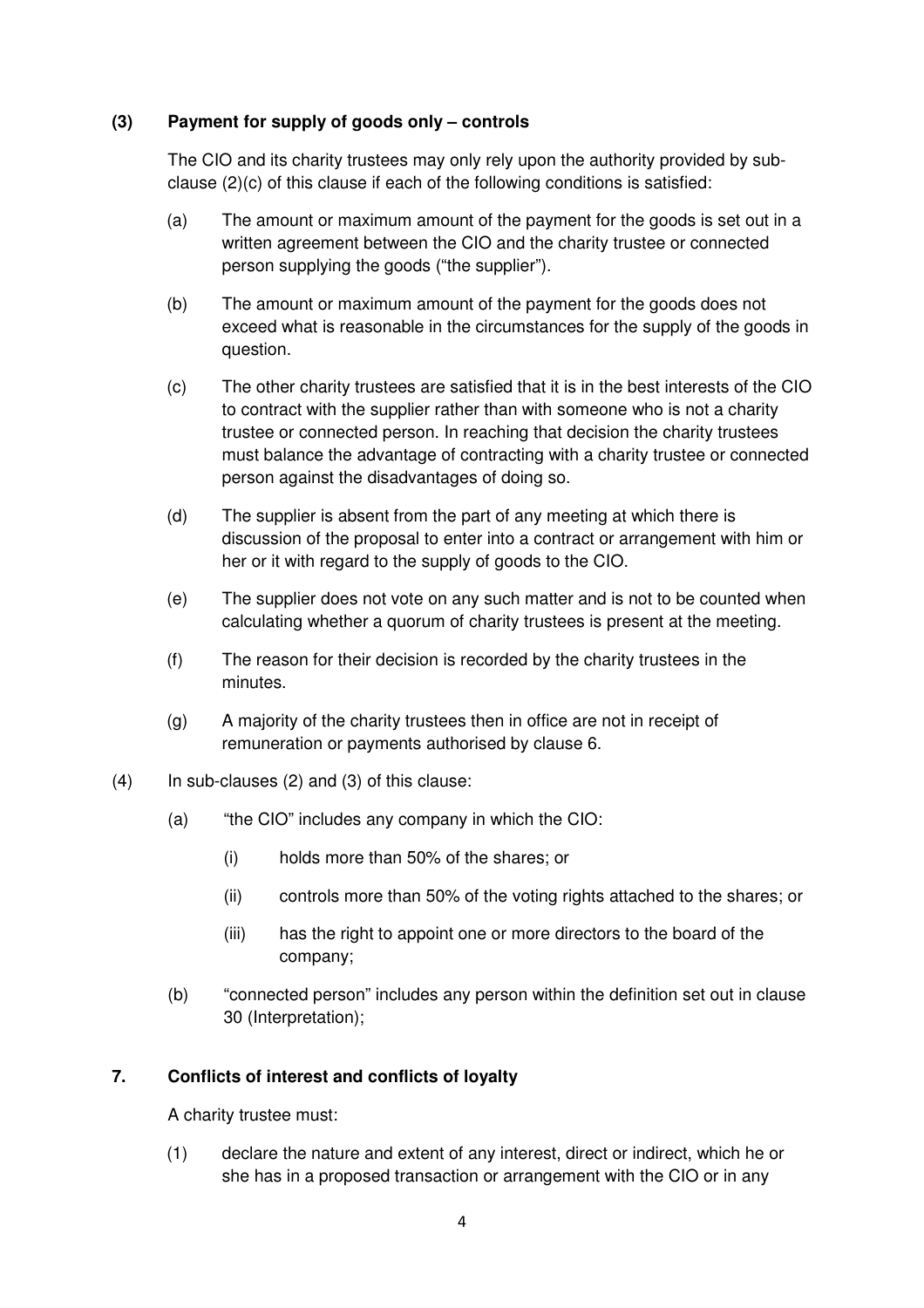**(3) Payment for supply of goods only – controls**

The CIO and its charity trustees may only rely upon the authority provided by sub-clause (2)(c) of this clause if each of the following conditions is satisfied:

(a) The amount or maximum amount of the payment for the goods is set out in a written agreement between the CIO and the charity trustee or connected person supplying the goods ("the supplier").

(b) The amount or maximum amount of the payment for the goods does not exceed what is reasonable in the circumstances for the supply of the goods in question.

(c) The other charity trustees are satisfied that it is in the best interests of the CIO to contract with the supplier rather than with someone who is not a charity trustee or connected person. In reaching that decision the charity trustees must balance the advantage of contracting with a charity trustee or connected person against the disadvantages of doing so.

(d) The supplier is absent from the part of any meeting at which there is discussion of the proposal to enter into a contract or arrangement with him or her or it with regard to the supply of goods to the CIO.

(e) The supplier does not vote on any such matter and is not to be counted when calculating whether a quorum of charity trustees is present at the meeting.

(f) The reason for their decision is recorded by the charity trustees in the minutes.

(g) A majority of the charity trustees then in office are not in receipt of remuneration or payments authorised by clause 6.

(4) In sub-clauses (2) and (3) of this clause:

(a) "the CIO" includes any company in which the CIO:

(i) holds more than 50% of the shares; or

(ii) controls more than 50% of the voting rights attached to the shares; or

(iii) has the right to appoint one or more directors to the board of the company;

(b) "connected person" includes any person within the definition set out in clause 30 (Interpretation);

**7. Conflicts of interest and conflicts of loyalty**

A charity trustee must:

(1) declare the nature and extent of any interest, direct or indirect, which he or she has in a proposed transaction or arrangement with the CIO or in any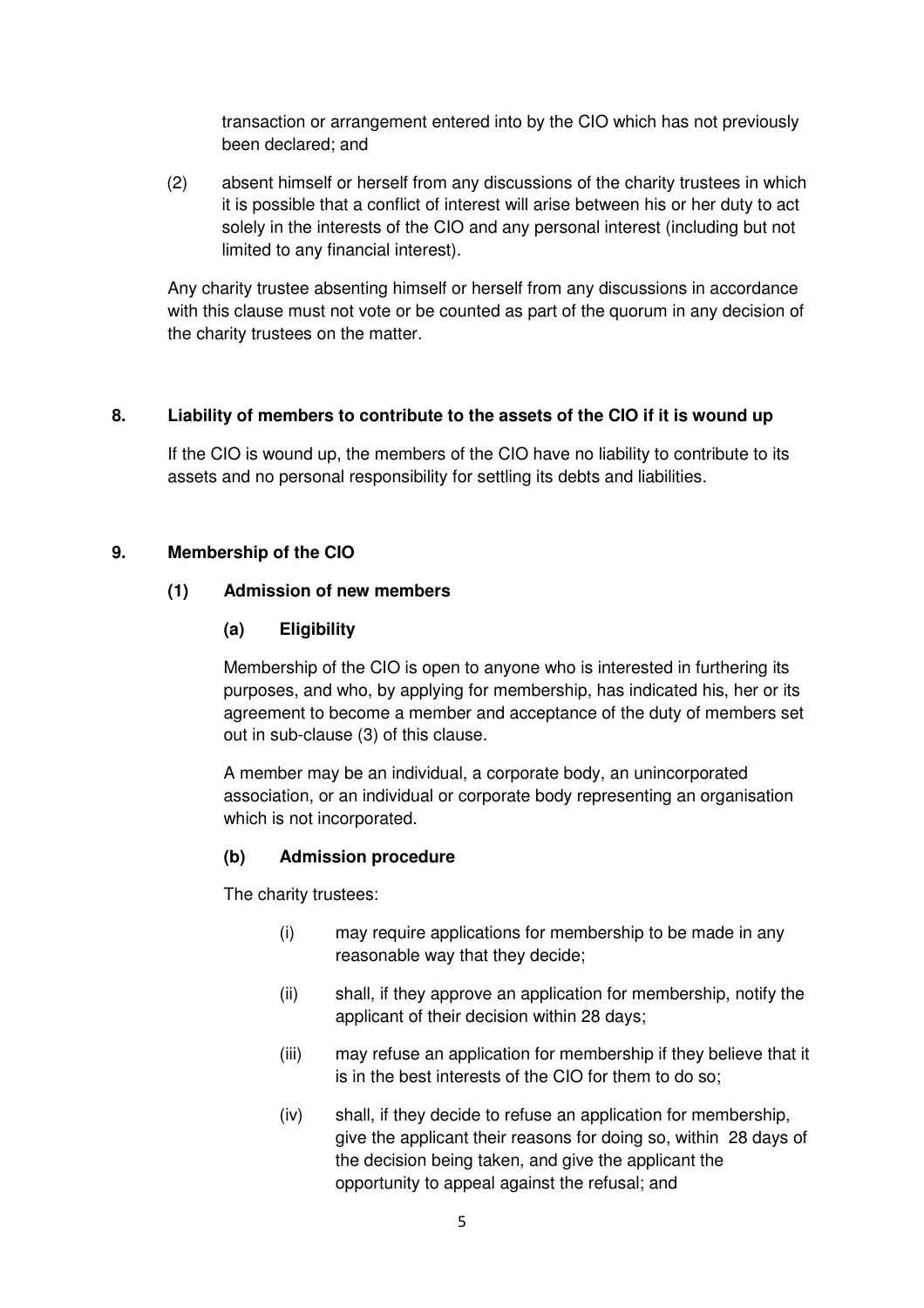transaction or arrangement entered into by the CIO which has not previously been declared; and

(2) absent himself or herself from any discussions of the charity trustees in which it is possible that a conflict of interest will arise between his or her duty to act solely in the interests of the CIO and any personal interest (including but not limited to any financial interest).

Any charity trustee absenting himself or herself from any discussions in accordance with this clause must not vote or be counted as part of the quorum in any decision of the charity trustees on the matter.

## 8. Liability of members to contribute to the assets of the CIO if it is wound up

If the CIO is wound up, the members of the CIO have no liability to contribute to its assets and no personal responsibility for settling its debts and liabilities.

## 9. Membership of the CIO

### (1) Admission of new members

#### (a) Eligibility

Membership of the CIO is open to anyone who is interested in furthering its purposes, and who, by applying for membership, has indicated his, her or its agreement to become a member and acceptance of the duty of members set out in sub-clause (3) of this clause.

A member may be an individual, a corporate body, an unincorporated association, or an individual or corporate body representing an organisation which is not incorporated.

#### (b) Admission procedure

The charity trustees:

(i) may require applications for membership to be made in any reasonable way that they decide;

(ii) shall, if they approve an application for membership, notify the applicant of their decision within 28 days;

(iii) may refuse an application for membership if they believe that it is in the best interests of the CIO for them to do so;

(iv) shall, if they decide to refuse an application for membership, give the applicant their reasons for doing so, within 28 days of the decision being taken, and give the applicant the opportunity to appeal against the refusal; and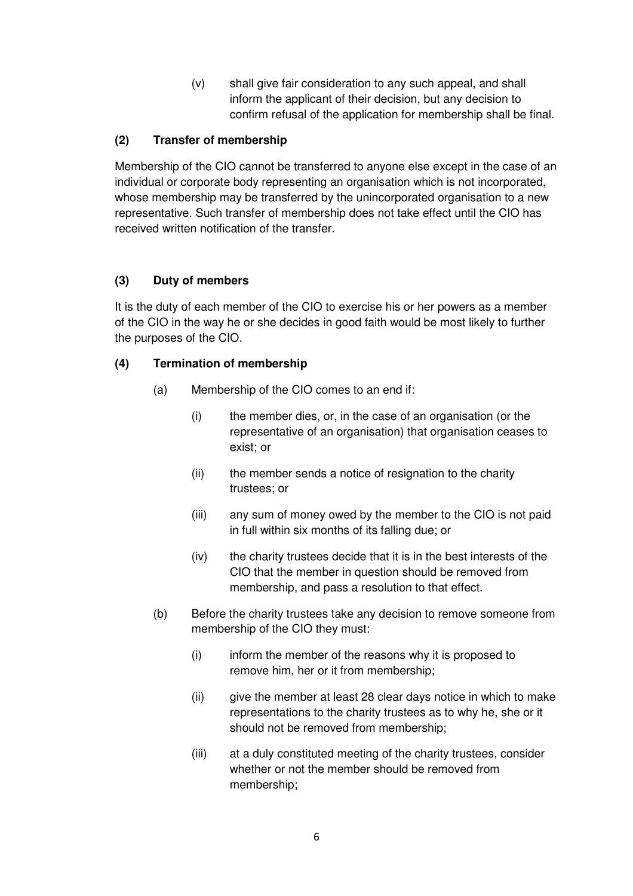(v) shall give fair consideration to any such appeal, and shall inform the applicant of their decision, but any decision to confirm refusal of the application for membership shall be final.

**(2) Transfer of membership**

Membership of the CIO cannot be transferred to anyone else except in the case of an individual or corporate body representing an organisation which is not incorporated, whose membership may be transferred by the unincorporated organisation to a new representative. Such transfer of membership does not take effect until the CIO has received written notification of the transfer.

**(3) Duty of members**

It is the duty of each member of the CIO to exercise his or her powers as a member of the CIO in the way he or she decides in good faith would be most likely to further the purposes of the CIO.

**(4) Termination of membership**

(a) Membership of the CIO comes to an end if:

(i) the member dies, or, in the case of an organisation (or the representative of an organisation) that organisation ceases to exist; or

(ii) the member sends a notice of resignation to the charity trustees; or

(iii) any sum of money owed by the member to the CIO is not paid in full within six months of its falling due; or

(iv) the charity trustees decide that it is in the best interests of the CIO that the member in question should be removed from membership, and pass a resolution to that effect.

(b) Before the charity trustees take any decision to remove someone from membership of the CIO they must:

(i) inform the member of the reasons why it is proposed to remove him, her or it from membership;

(ii) give the member at least 28 clear days notice in which to make representations to the charity trustees as to why he, she or it should not be removed from membership;

(iii) at a duly constituted meeting of the charity trustees, consider whether or not the member should be removed from membership;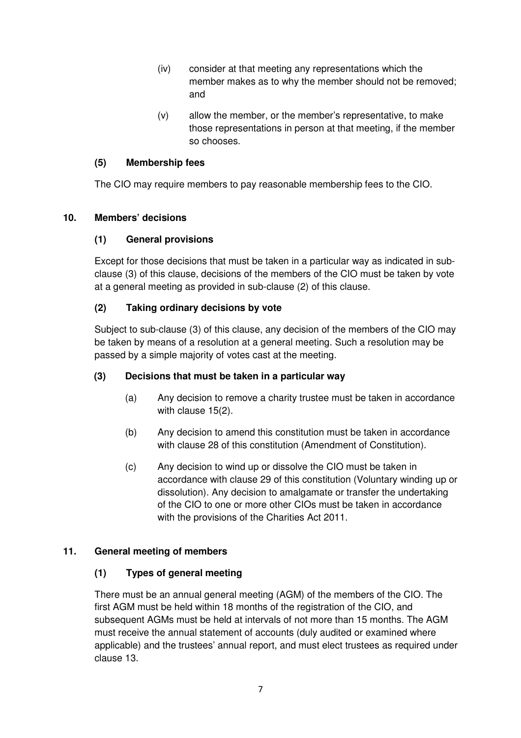(iv) consider at that meeting any representations which the member makes as to why the member should not be removed; and

(v) allow the member, or the member's representative, to make those representations in person at that meeting, if the member so chooses.

**(5) Membership fees**

The CIO may require members to pay reasonable membership fees to the CIO.

## 10. Members' decisions

**(1) General provisions**

Except for those decisions that must be taken in a particular way as indicated in sub-clause (3) of this clause, decisions of the members of the CIO must be taken by vote at a general meeting as provided in sub-clause (2) of this clause.

**(2) Taking ordinary decisions by vote**

Subject to sub-clause (3) of this clause, any decision of the members of the CIO may be taken by means of a resolution at a general meeting. Such a resolution may be passed by a simple majority of votes cast at the meeting.

**(3) Decisions that must be taken in a particular way**

(a) Any decision to remove a charity trustee must be taken in accordance with clause 15(2).

(b) Any decision to amend this constitution must be taken in accordance with clause 28 of this constitution (Amendment of Constitution).

(c) Any decision to wind up or dissolve the CIO must be taken in accordance with clause 29 of this constitution (Voluntary winding up or dissolution). Any decision to amalgamate or transfer the undertaking of the CIO to one or more other CIOs must be taken in accordance with the provisions of the Charities Act 2011.

## 11. General meeting of members

**(1) Types of general meeting**

There must be an annual general meeting (AGM) of the members of the CIO. The first AGM must be held within 18 months of the registration of the CIO, and subsequent AGMs must be held at intervals of not more than 15 months. The AGM must receive the annual statement of accounts (duly audited or examined where applicable) and the trustees' annual report, and must elect trustees as required under clause 13.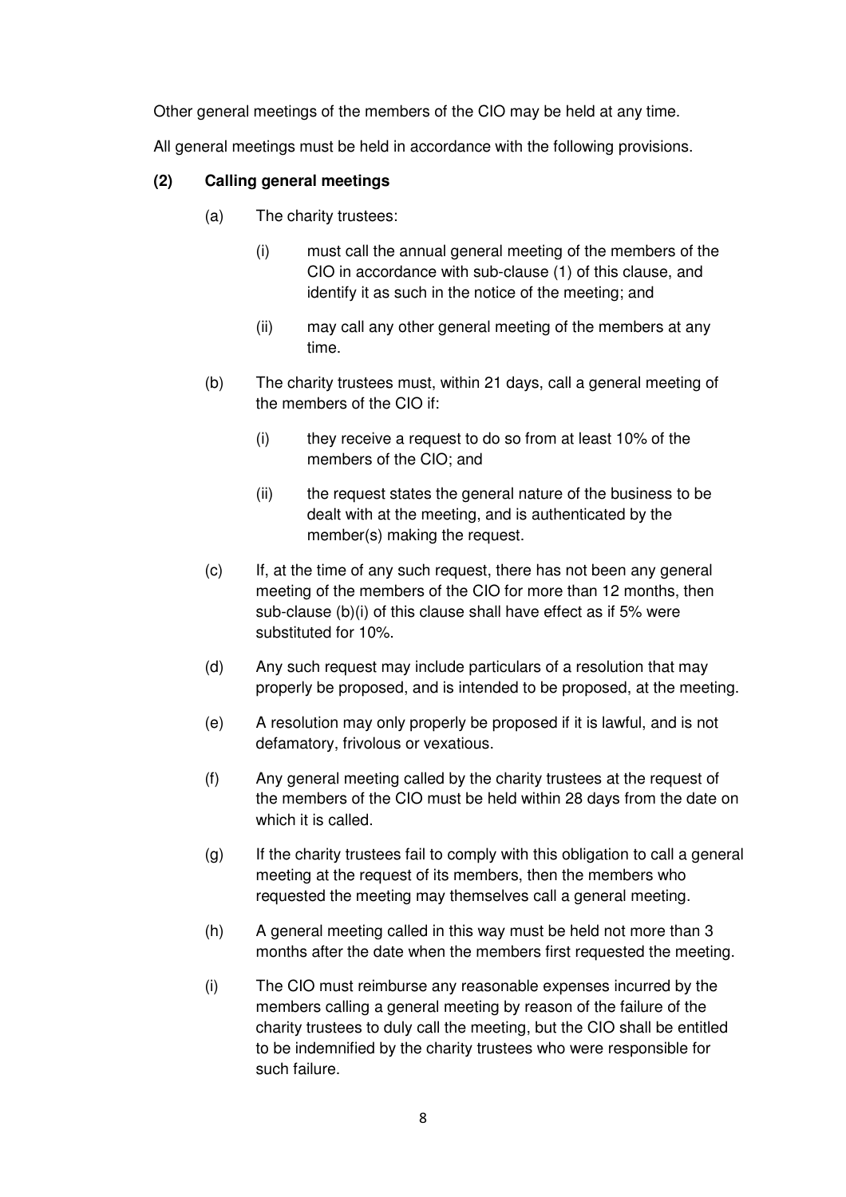Other general meetings of the members of the CIO may be held at any time.

All general meetings must be held in accordance with the following provisions.

**(2) Calling general meetings**

(a) The charity trustees:

(i) must call the annual general meeting of the members of the CIO in accordance with sub-clause (1) of this clause, and identify it as such in the notice of the meeting; and

(ii) may call any other general meeting of the members at any time.

(b) The charity trustees must, within 21 days, call a general meeting of the members of the CIO if:

(i) they receive a request to do so from at least 10% of the members of the CIO; and

(ii) the request states the general nature of the business to be dealt with at the meeting, and is authenticated by the member(s) making the request.

(c) If, at the time of any such request, there has not been any general meeting of the members of the CIO for more than 12 months, then sub-clause (b)(i) of this clause shall have effect as if 5% were substituted for 10%.

(d) Any such request may include particulars of a resolution that may properly be proposed, and is intended to be proposed, at the meeting.

(e) A resolution may only properly be proposed if it is lawful, and is not defamatory, frivolous or vexatious.

(f) Any general meeting called by the charity trustees at the request of the members of the CIO must be held within 28 days from the date on which it is called.

(g) If the charity trustees fail to comply with this obligation to call a general meeting at the request of its members, then the members who requested the meeting may themselves call a general meeting.

(h) A general meeting called in this way must be held not more than 3 months after the date when the members first requested the meeting.

(i) The CIO must reimburse any reasonable expenses incurred by the members calling a general meeting by reason of the failure of the charity trustees to duly call the meeting, but the CIO shall be entitled to be indemnified by the charity trustees who were responsible for such failure.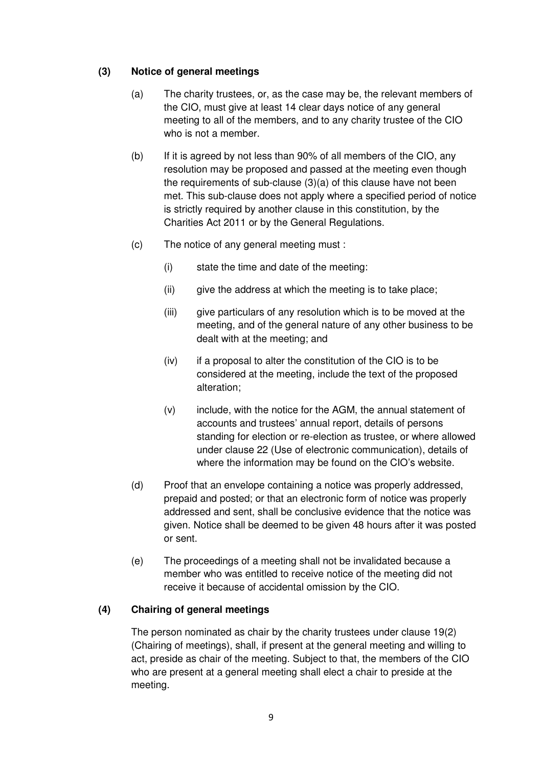**(3) Notice of general meetings**

(a) The charity trustees, or, as the case may be, the relevant members of the CIO, must give at least 14 clear days notice of any general meeting to all of the members, and to any charity trustee of the CIO who is not a member.

(b) If it is agreed by not less than 90% of all members of the CIO, any resolution may be proposed and passed at the meeting even though the requirements of sub-clause (3)(a) of this clause have not been met. This sub-clause does not apply where a specified period of notice is strictly required by another clause in this constitution, by the Charities Act 2011 or by the General Regulations.

(c) The notice of any general meeting must :

(i) state the time and date of the meeting:

(ii) give the address at which the meeting is to take place;

(iii) give particulars of any resolution which is to be moved at the meeting, and of the general nature of any other business to be dealt with at the meeting; and

(iv) if a proposal to alter the constitution of the CIO is to be considered at the meeting, include the text of the proposed alteration;

(v) include, with the notice for the AGM, the annual statement of accounts and trustees' annual report, details of persons standing for election or re-election as trustee, or where allowed under clause 22 (Use of electronic communication), details of where the information may be found on the CIO's website.

(d) Proof that an envelope containing a notice was properly addressed, prepaid and posted; or that an electronic form of notice was properly addressed and sent, shall be conclusive evidence that the notice was given. Notice shall be deemed to be given 48 hours after it was posted or sent.

(e) The proceedings of a meeting shall not be invalidated because a member who was entitled to receive notice of the meeting did not receive it because of accidental omission by the CIO.

**(4) Chairing of general meetings**

The person nominated as chair by the charity trustees under clause 19(2) (Chairing of meetings), shall, if present at the general meeting and willing to act, preside as chair of the meeting. Subject to that, the members of the CIO who are present at a general meeting shall elect a chair to preside at the meeting.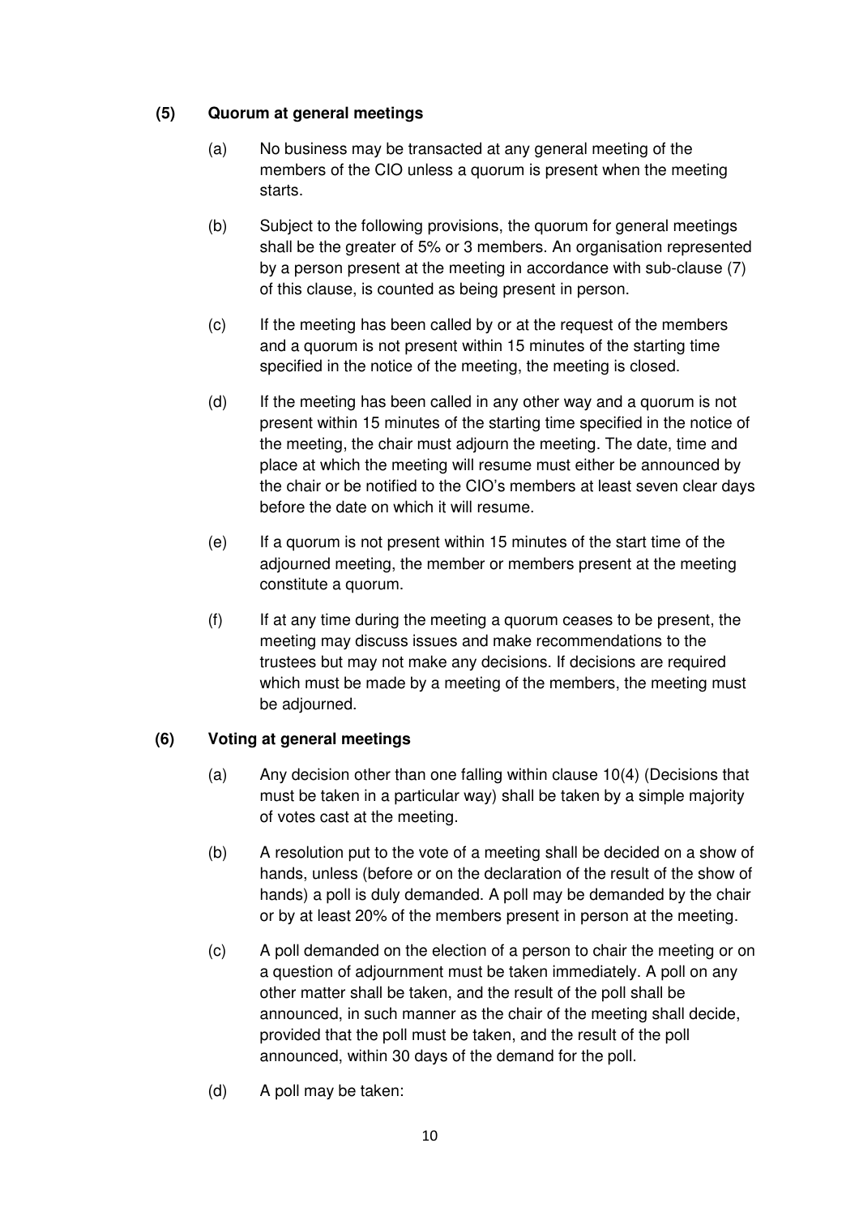**(5) Quorum at general meetings**

(a) No business may be transacted at any general meeting of the members of the CIO unless a quorum is present when the meeting starts.

(b) Subject to the following provisions, the quorum for general meetings shall be the greater of 5% or 3 members. An organisation represented by a person present at the meeting in accordance with sub-clause (7) of this clause, is counted as being present in person.

(c) If the meeting has been called by or at the request of the members and a quorum is not present within 15 minutes of the starting time specified in the notice of the meeting, the meeting is closed.

(d) If the meeting has been called in any other way and a quorum is not present within 15 minutes of the starting time specified in the notice of the meeting, the chair must adjourn the meeting. The date, time and place at which the meeting will resume must either be announced by the chair or be notified to the CIO's members at least seven clear days before the date on which it will resume.

(e) If a quorum is not present within 15 minutes of the start time of the adjourned meeting, the member or members present at the meeting constitute a quorum.

(f) If at any time during the meeting a quorum ceases to be present, the meeting may discuss issues and make recommendations to the trustees but may not make any decisions. If decisions are required which must be made by a meeting of the members, the meeting must be adjourned.

**(6) Voting at general meetings**

(a) Any decision other than one falling within clause 10(4) (Decisions that must be taken in a particular way) shall be taken by a simple majority of votes cast at the meeting.

(b) A resolution put to the vote of a meeting shall be decided on a show of hands, unless (before or on the declaration of the result of the show of hands) a poll is duly demanded. A poll may be demanded by the chair or by at least 20% of the members present in person at the meeting.

(c) A poll demanded on the election of a person to chair the meeting or on a question of adjournment must be taken immediately. A poll on any other matter shall be taken, and the result of the poll shall be announced, in such manner as the chair of the meeting shall decide, provided that the poll must be taken, and the result of the poll announced, within 30 days of the demand for the poll.

(d) A poll may be taken: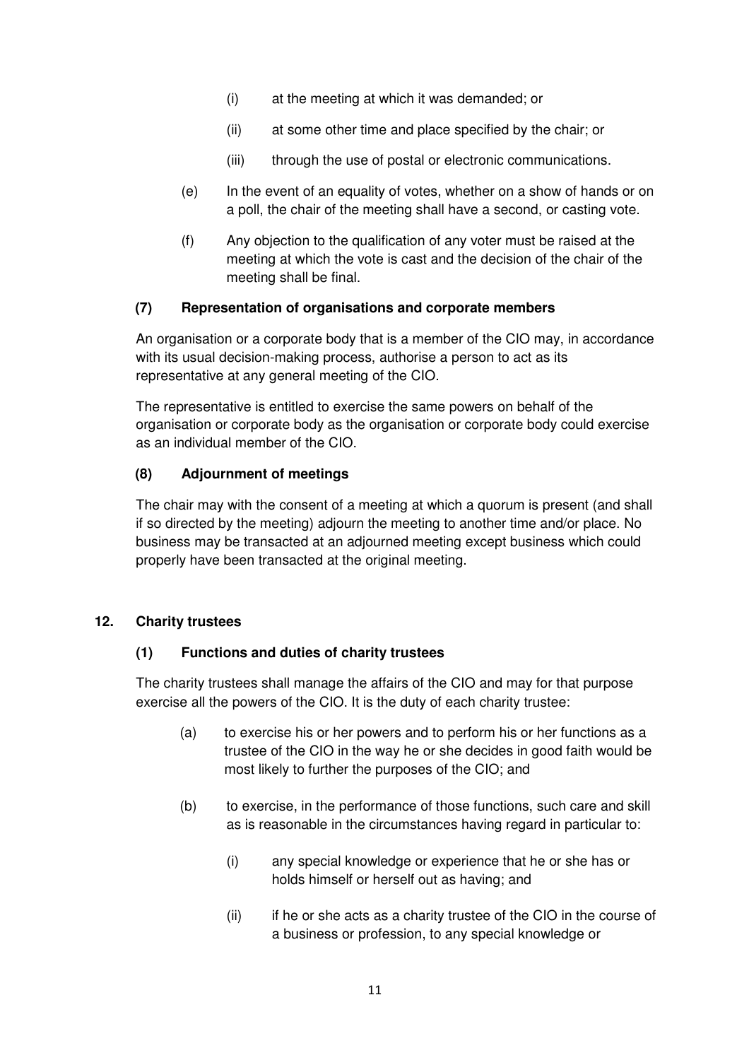(i) at the meeting at which it was demanded; or

(ii) at some other time and place specified by the chair; or

(iii) through the use of postal or electronic communications.

(e) In the event of an equality of votes, whether on a show of hands or on a poll, the chair of the meeting shall have a second, or casting vote.

(f) Any objection to the qualification of any voter must be raised at the meeting at which the vote is cast and the decision of the chair of the meeting shall be final.

**(7) Representation of organisations and corporate members**

An organisation or a corporate body that is a member of the CIO may, in accordance with its usual decision-making process, authorise a person to act as its representative at any general meeting of the CIO.

The representative is entitled to exercise the same powers on behalf of the organisation or corporate body as the organisation or corporate body could exercise as an individual member of the CIO.

**(8) Adjournment of meetings**

The chair may with the consent of a meeting at which a quorum is present (and shall if so directed by the meeting) adjourn the meeting to another time and/or place. No business may be transacted at an adjourned meeting except business which could properly have been transacted at the original meeting.

## 12. Charity trustees

**(1) Functions and duties of charity trustees**

The charity trustees shall manage the affairs of the CIO and may for that purpose exercise all the powers of the CIO. It is the duty of each charity trustee:

(a) to exercise his or her powers and to perform his or her functions as a trustee of the CIO in the way he or she decides in good faith would be most likely to further the purposes of the CIO; and

(b) to exercise, in the performance of those functions, such care and skill as is reasonable in the circumstances having regard in particular to:

(i) any special knowledge or experience that he or she has or holds himself or herself out as having; and

(ii) if he or she acts as a charity trustee of the CIO in the course of a business or profession, to any special knowledge or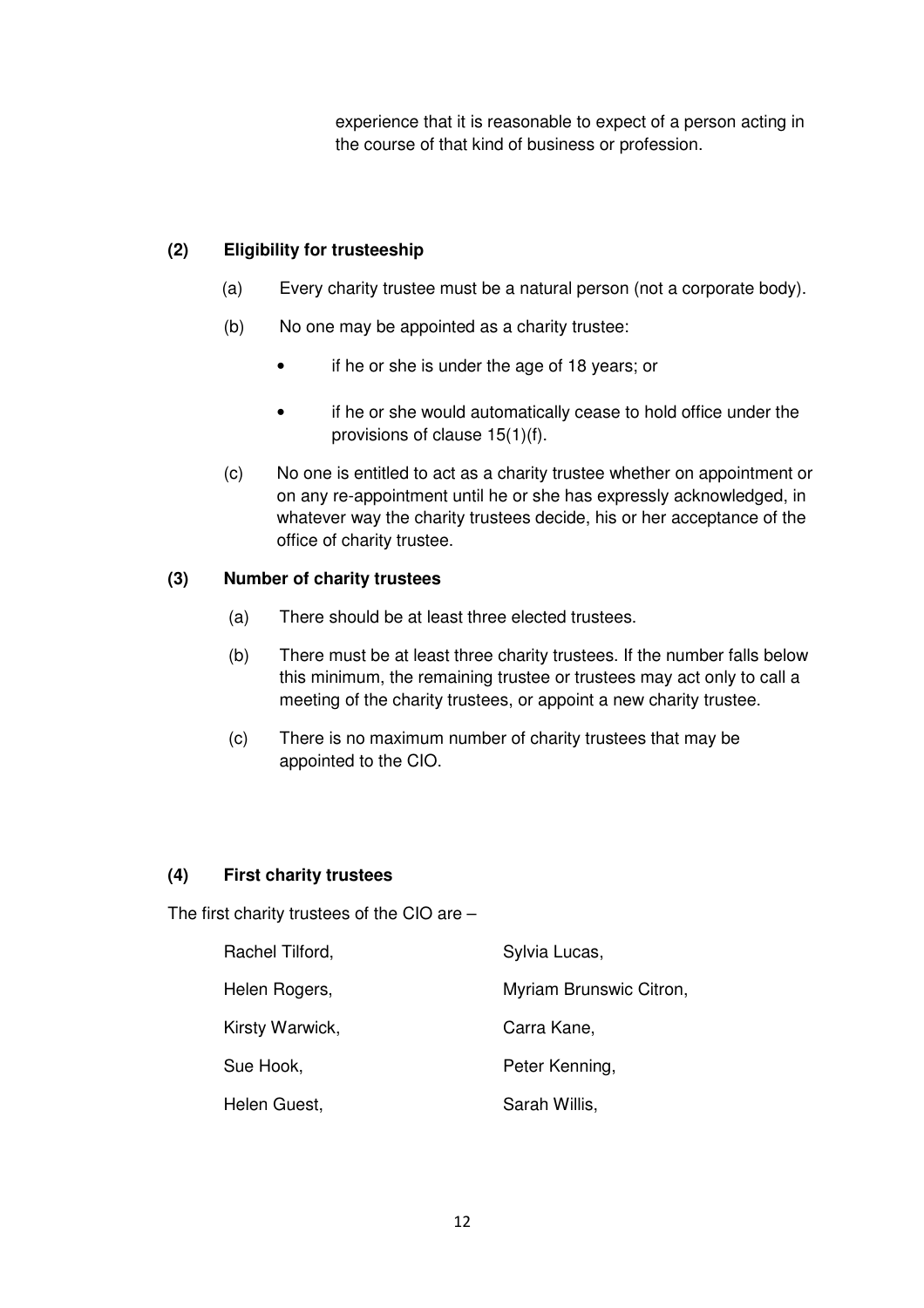experience that it is reasonable to expect of a person acting in the course of that kind of business or profession.

**(2) Eligibility for trusteeship**

(a) Every charity trustee must be a natural person (not a corporate body).

(b) No one may be appointed as a charity trustee:

- if he or she is under the age of 18 years; or
- if he or she would automatically cease to hold office under the provisions of clause 15(1)(f).

(c) No one is entitled to act as a charity trustee whether on appointment or on any re-appointment until he or she has expressly acknowledged, in whatever way the charity trustees decide, his or her acceptance of the office of charity trustee.

**(3) Number of charity trustees**

(a) There should be at least three elected trustees.

(b) There must be at least three charity trustees. If the number falls below this minimum, the remaining trustee or trustees may act only to call a meeting of the charity trustees, or appoint a new charity trustee.

(c) There is no maximum number of charity trustees that may be appointed to the CIO.

**(4) First charity trustees**

The first charity trustees of the CIO are –

Rachel Tilford,

Helen Rogers,

Kirsty Warwick,

Sue Hook,

Helen Guest,

Sylvia Lucas,

Myriam Brunswic Citron,

Carra Kane,

Peter Kenning,

Sarah Willis,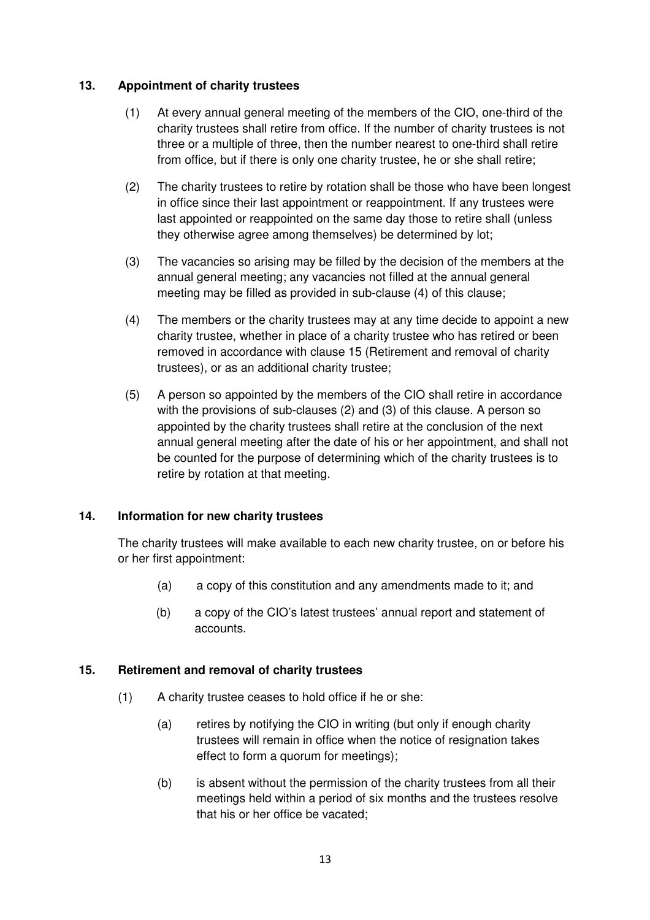## 13. Appointment of charity trustees

(1) At every annual general meeting of the members of the CIO, one-third of the charity trustees shall retire from office. If the number of charity trustees is not three or a multiple of three, then the number nearest to one-third shall retire from office, but if there is only one charity trustee, he or she shall retire;

(2) The charity trustees to retire by rotation shall be those who have been longest in office since their last appointment or reappointment. If any trustees were last appointed or reappointed on the same day those to retire shall (unless they otherwise agree among themselves) be determined by lot;

(3) The vacancies so arising may be filled by the decision of the members at the annual general meeting; any vacancies not filled at the annual general meeting may be filled as provided in sub-clause (4) of this clause;

(4) The members or the charity trustees may at any time decide to appoint a new charity trustee, whether in place of a charity trustee who has retired or been removed in accordance with clause 15 (Retirement and removal of charity trustees), or as an additional charity trustee;

(5) A person so appointed by the members of the CIO shall retire in accordance with the provisions of sub-clauses (2) and (3) of this clause. A person so appointed by the charity trustees shall retire at the conclusion of the next annual general meeting after the date of his or her appointment, and shall not be counted for the purpose of determining which of the charity trustees is to retire by rotation at that meeting.

## 14. Information for new charity trustees

The charity trustees will make available to each new charity trustee, on or before his or her first appointment:

(a) a copy of this constitution and any amendments made to it; and

(b) a copy of the CIO's latest trustees' annual report and statement of accounts.

## 15. Retirement and removal of charity trustees

(1) A charity trustee ceases to hold office if he or she:

(a) retires by notifying the CIO in writing (but only if enough charity trustees will remain in office when the notice of resignation takes effect to form a quorum for meetings);

(b) is absent without the permission of the charity trustees from all their meetings held within a period of six months and the trustees resolve that his or her office be vacated;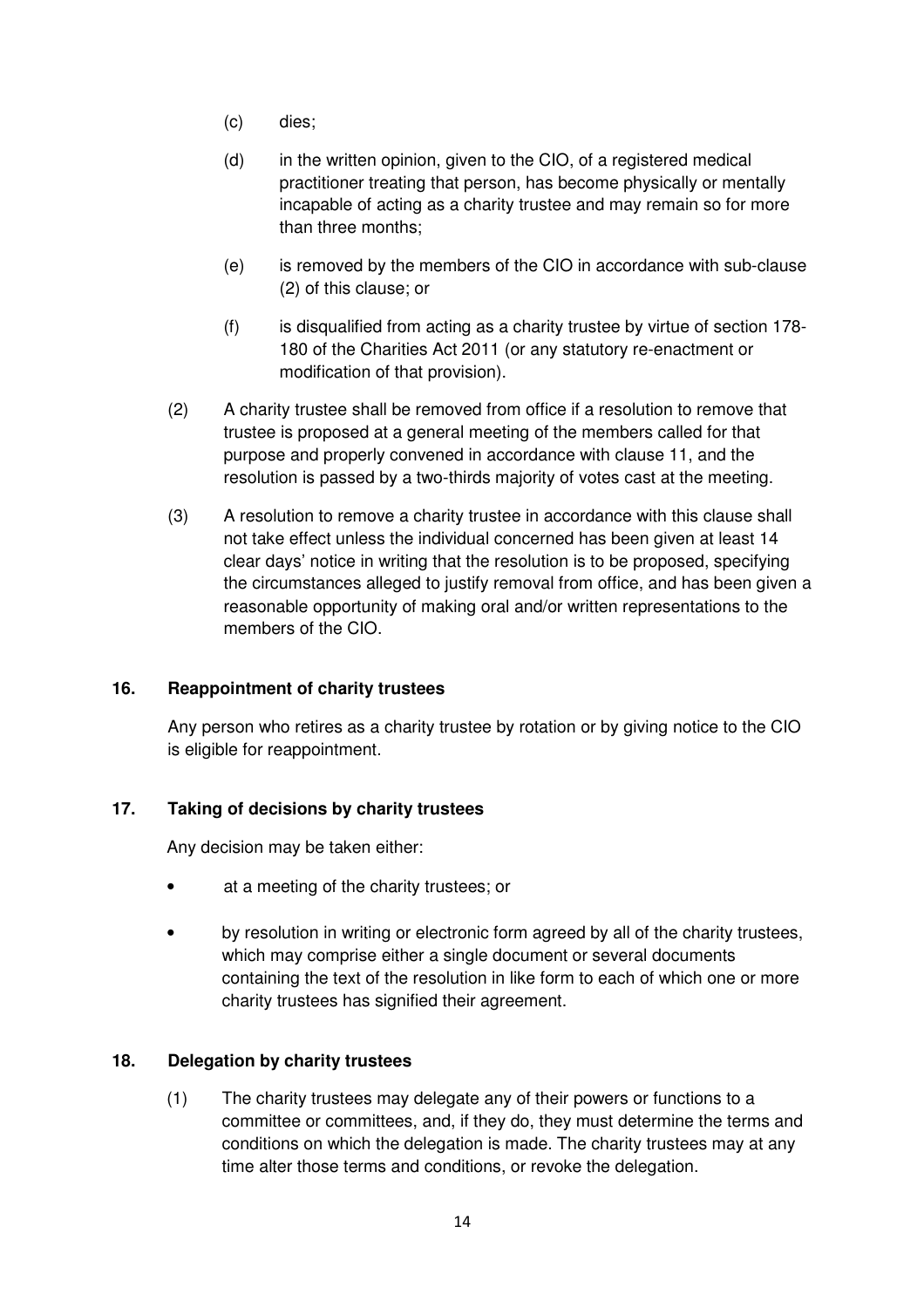(c) dies;

(d) in the written opinion, given to the CIO, of a registered medical practitioner treating that person, has become physically or mentally incapable of acting as a charity trustee and may remain so for more than three months;

(e) is removed by the members of the CIO in accordance with sub-clause (2) of this clause; or

(f) is disqualified from acting as a charity trustee by virtue of section 178-180 of the Charities Act 2011 (or any statutory re-enactment or modification of that provision).

(2) A charity trustee shall be removed from office if a resolution to remove that trustee is proposed at a general meeting of the members called for that purpose and properly convened in accordance with clause 11, and the resolution is passed by a two-thirds majority of votes cast at the meeting.

(3) A resolution to remove a charity trustee in accordance with this clause shall not take effect unless the individual concerned has been given at least 14 clear days' notice in writing that the resolution is to be proposed, specifying the circumstances alleged to justify removal from office, and has been given a reasonable opportunity of making oral and/or written representations to the members of the CIO.

## 16. Reappointment of charity trustees

Any person who retires as a charity trustee by rotation or by giving notice to the CIO is eligible for reappointment.

## 17. Taking of decisions by charity trustees

Any decision may be taken either:

- at a meeting of the charity trustees; or
- by resolution in writing or electronic form agreed by all of the charity trustees, which may comprise either a single document or several documents containing the text of the resolution in like form to each of which one or more charity trustees has signified their agreement.

## 18. Delegation by charity trustees

(1) The charity trustees may delegate any of their powers or functions to a committee or committees, and, if they do, they must determine the terms and conditions on which the delegation is made. The charity trustees may at any time alter those terms and conditions, or revoke the delegation.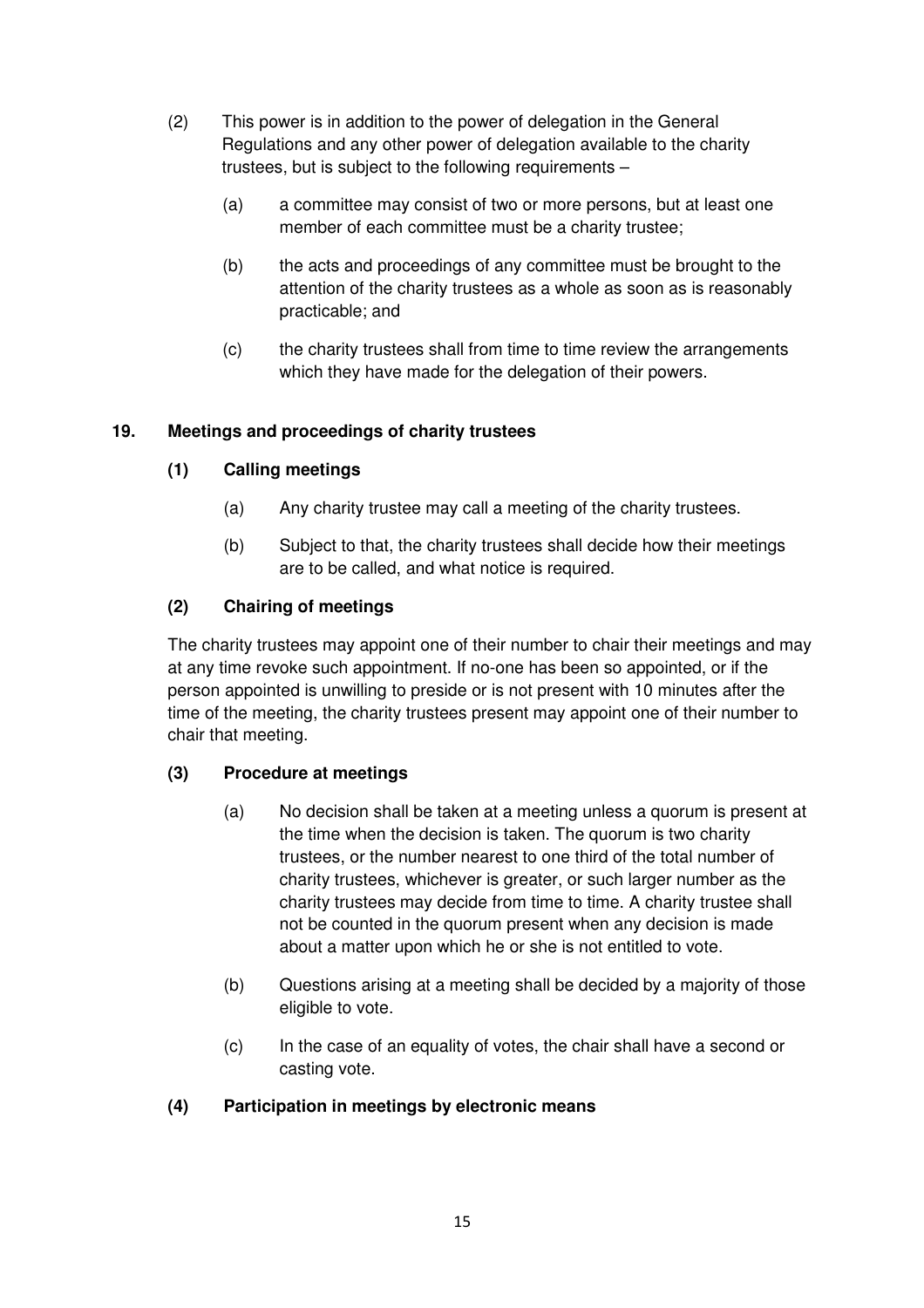(2) This power is in addition to the power of delegation in the General Regulations and any other power of delegation available to the charity trustees, but is subject to the following requirements –

(a) a committee may consist of two or more persons, but at least one member of each committee must be a charity trustee;

(b) the acts and proceedings of any committee must be brought to the attention of the charity trustees as a whole as soon as is reasonably practicable; and

(c) the charity trustees shall from time to time review the arrangements which they have made for the delegation of their powers.

## 19. Meetings and proceedings of charity trustees

### (1) Calling meetings

(a) Any charity trustee may call a meeting of the charity trustees.

(b) Subject to that, the charity trustees shall decide how their meetings are to be called, and what notice is required.

### (2) Chairing of meetings

The charity trustees may appoint one of their number to chair their meetings and may at any time revoke such appointment. If no-one has been so appointed, or if the person appointed is unwilling to preside or is not present with 10 minutes after the time of the meeting, the charity trustees present may appoint one of their number to chair that meeting.

### (3) Procedure at meetings

(a) No decision shall be taken at a meeting unless a quorum is present at the time when the decision is taken. The quorum is two charity trustees, or the number nearest to one third of the total number of charity trustees, whichever is greater, or such larger number as the charity trustees may decide from time to time. A charity trustee shall not be counted in the quorum present when any decision is made about a matter upon which he or she is not entitled to vote.

(b) Questions arising at a meeting shall be decided by a majority of those eligible to vote.

(c) In the case of an equality of votes, the chair shall have a second or casting vote.

### (4) Participation in meetings by electronic means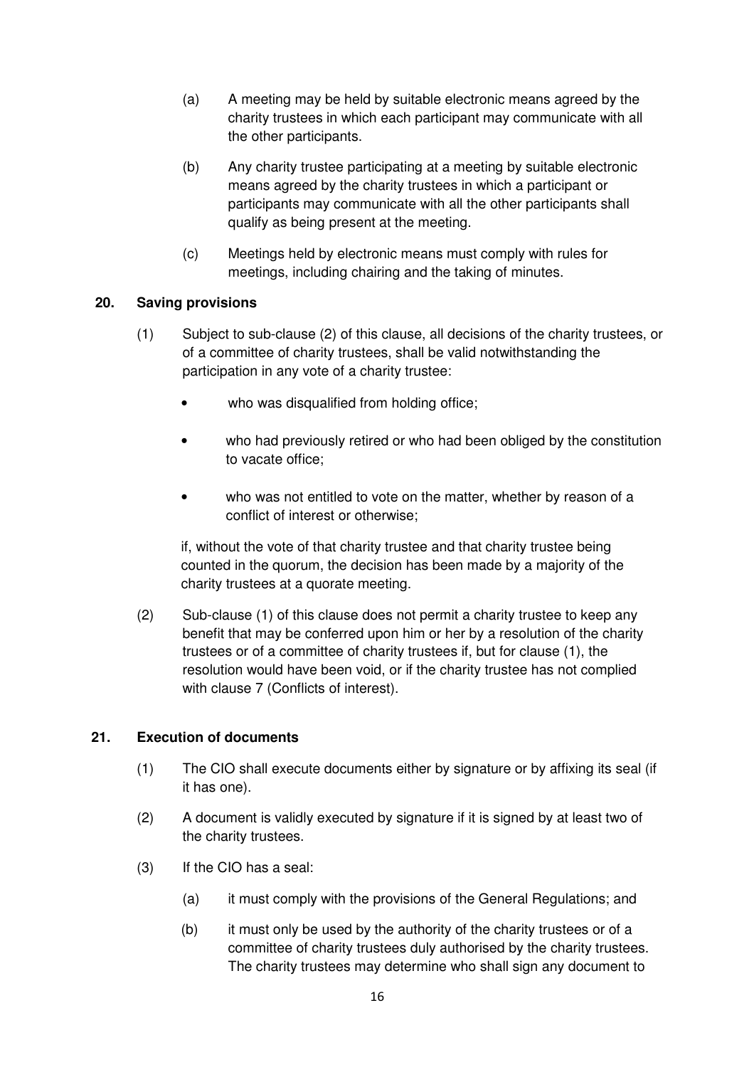(a) A meeting may be held by suitable electronic means agreed by the charity trustees in which each participant may communicate with all the other participants.

(b) Any charity trustee participating at a meeting by suitable electronic means agreed by the charity trustees in which a participant or participants may communicate with all the other participants shall qualify as being present at the meeting.

(c) Meetings held by electronic means must comply with rules for meetings, including chairing and the taking of minutes.

## 20. Saving provisions

(1) Subject to sub-clause (2) of this clause, all decisions of the charity trustees, or of a committee of charity trustees, shall be valid notwithstanding the participation in any vote of a charity trustee:

- who was disqualified from holding office;
- who had previously retired or who had been obliged by the constitution to vacate office;
- who was not entitled to vote on the matter, whether by reason of a conflict of interest or otherwise;

if, without the vote of that charity trustee and that charity trustee being counted in the quorum, the decision has been made by a majority of the charity trustees at a quorate meeting.

(2) Sub-clause (1) of this clause does not permit a charity trustee to keep any benefit that may be conferred upon him or her by a resolution of the charity trustees or of a committee of charity trustees if, but for clause (1), the resolution would have been void, or if the charity trustee has not complied with clause 7 (Conflicts of interest).

## 21. Execution of documents

(1) The CIO shall execute documents either by signature or by affixing its seal (if it has one).

(2) A document is validly executed by signature if it is signed by at least two of the charity trustees.

(3) If the CIO has a seal:

(a) it must comply with the provisions of the General Regulations; and

(b) it must only be used by the authority of the charity trustees or of a committee of charity trustees duly authorised by the charity trustees. The charity trustees may determine who shall sign any document to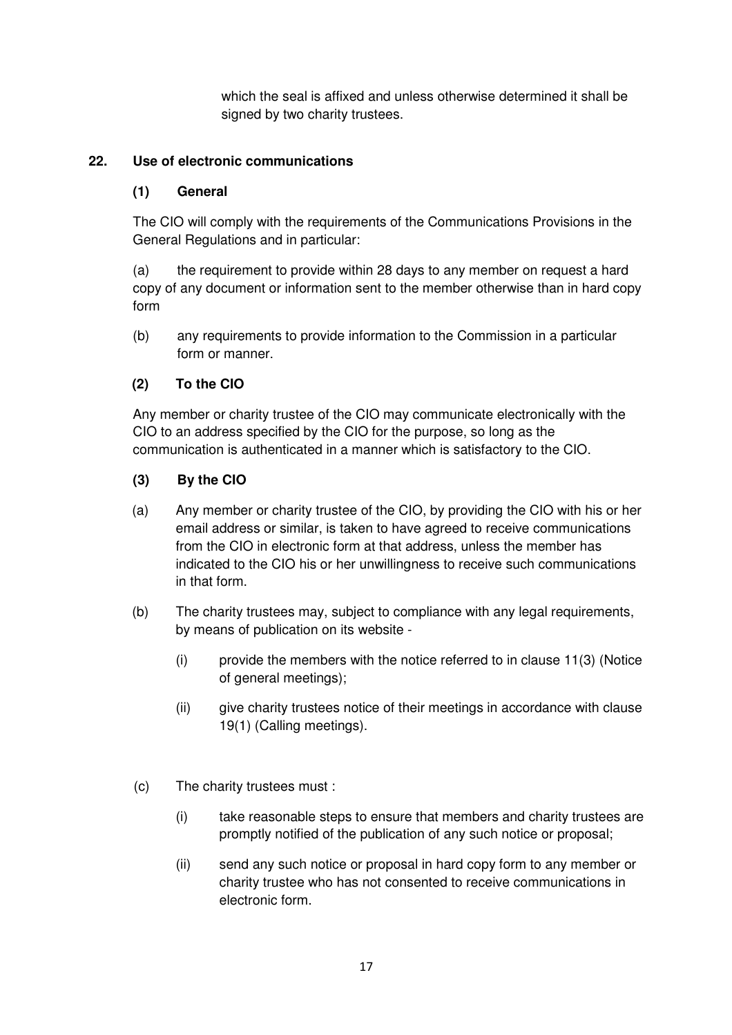which the seal is affixed and unless otherwise determined it shall be signed by two charity trustees.

## 22. Use of electronic communications

**(1) General**

The CIO will comply with the requirements of the Communications Provisions in the General Regulations and in particular:

(a) the requirement to provide within 28 days to any member on request a hard copy of any document or information sent to the member otherwise than in hard copy form

(b) any requirements to provide information to the Commission in a particular form or manner.

**(2) To the CIO**

Any member or charity trustee of the CIO may communicate electronically with the CIO to an address specified by the CIO for the purpose, so long as the communication is authenticated in a manner which is satisfactory to the CIO.

**(3) By the CIO**

(a) Any member or charity trustee of the CIO, by providing the CIO with his or her email address or similar, is taken to have agreed to receive communications from the CIO in electronic form at that address, unless the member has indicated to the CIO his or her unwillingness to receive such communications in that form.

(b) The charity trustees may, subject to compliance with any legal requirements, by means of publication on its website -

(i) provide the members with the notice referred to in clause 11(3) (Notice of general meetings);

(ii) give charity trustees notice of their meetings in accordance with clause 19(1) (Calling meetings).

(c) The charity trustees must :

(i) take reasonable steps to ensure that members and charity trustees are promptly notified of the publication of any such notice or proposal;

(ii) send any such notice or proposal in hard copy form to any member or charity trustee who has not consented to receive communications in electronic form.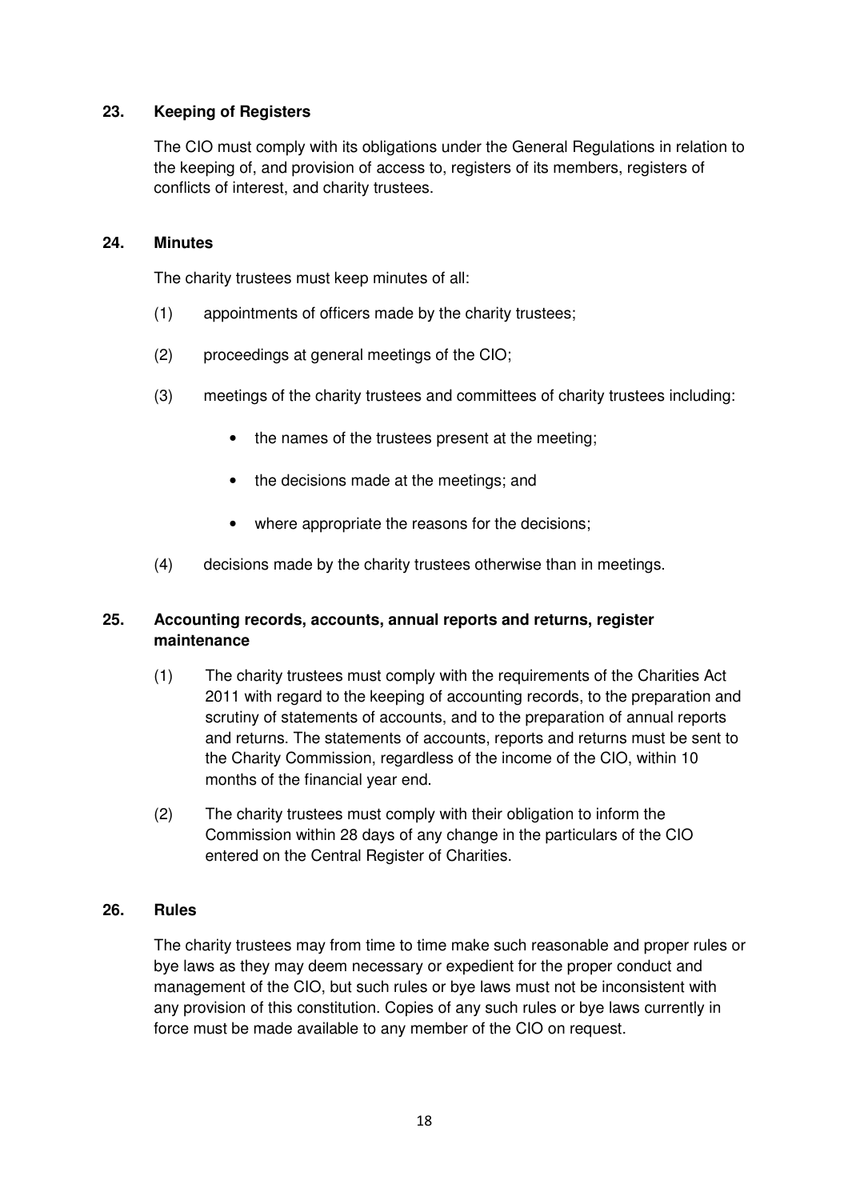## 23. Keeping of Registers

The CIO must comply with its obligations under the General Regulations in relation to the keeping of, and provision of access to, registers of its members, registers of conflicts of interest, and charity trustees.

## 24. Minutes

The charity trustees must keep minutes of all:

(1) appointments of officers made by the charity trustees;

(2) proceedings at general meetings of the CIO;

(3) meetings of the charity trustees and committees of charity trustees including:

- the names of the trustees present at the meeting;
- the decisions made at the meetings; and
- where appropriate the reasons for the decisions;

(4) decisions made by the charity trustees otherwise than in meetings.

## 25. Accounting records, accounts, annual reports and returns, register maintenance

(1) The charity trustees must comply with the requirements of the Charities Act 2011 with regard to the keeping of accounting records, to the preparation and scrutiny of statements of accounts, and to the preparation of annual reports and returns. The statements of accounts, reports and returns must be sent to the Charity Commission, regardless of the income of the CIO, within 10 months of the financial year end.

(2) The charity trustees must comply with their obligation to inform the Commission within 28 days of any change in the particulars of the CIO entered on the Central Register of Charities.

## 26. Rules

The charity trustees may from time to time make such reasonable and proper rules or bye laws as they may deem necessary or expedient for the proper conduct and management of the CIO, but such rules or bye laws must not be inconsistent with any provision of this constitution. Copies of any such rules or bye laws currently in force must be made available to any member of the CIO on request.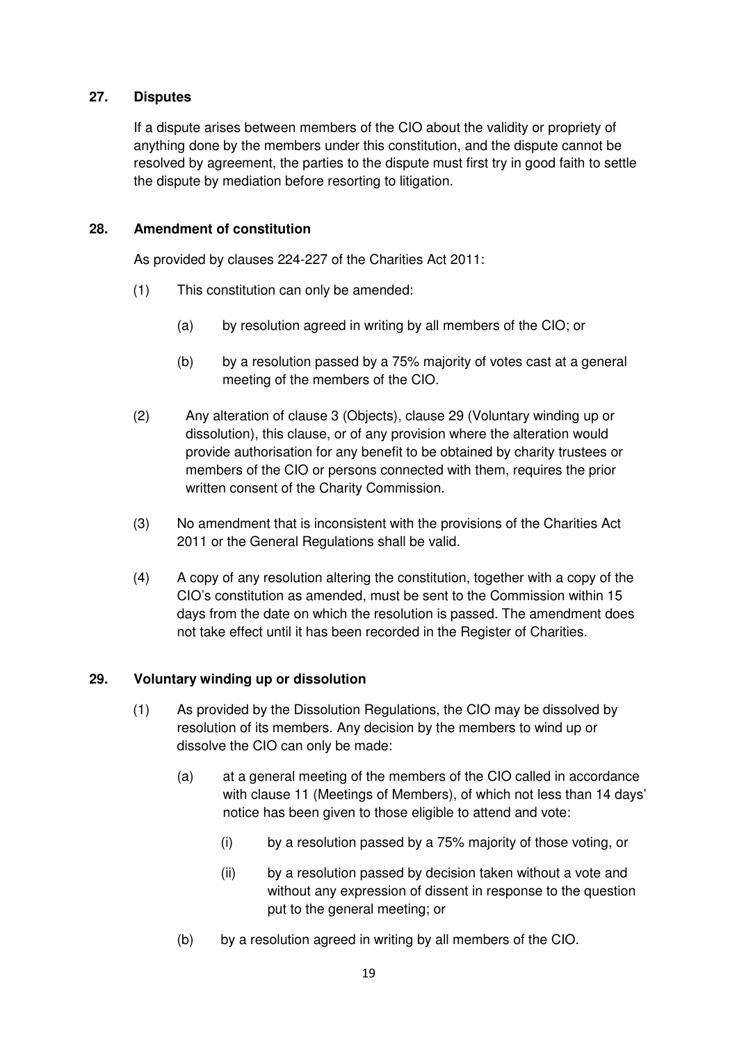### 27. Disputes

If a dispute arises between members of the CIO about the validity or propriety of anything done by the members under this constitution, and the dispute cannot be resolved by agreement, the parties to the dispute must first try in good faith to settle the dispute by mediation before resorting to litigation.

### 28. Amendment of constitution

As provided by clauses 224-227 of the Charities Act 2011:

(1) This constitution can only be amended:

(a) by resolution agreed in writing by all members of the CIO; or

(b) by a resolution passed by a 75% majority of votes cast at a general meeting of the members of the CIO.

(2) Any alteration of clause 3 (Objects), clause 29 (Voluntary winding up or dissolution), this clause, or of any provision where the alteration would provide authorisation for any benefit to be obtained by charity trustees or members of the CIO or persons connected with them, requires the prior written consent of the Charity Commission.

(3) No amendment that is inconsistent with the provisions of the Charities Act 2011 or the General Regulations shall be valid.

(4) A copy of any resolution altering the constitution, together with a copy of the CIO's constitution as amended, must be sent to the Commission within 15 days from the date on which the resolution is passed. The amendment does not take effect until it has been recorded in the Register of Charities.

### 29. Voluntary winding up or dissolution

(1) As provided by the Dissolution Regulations, the CIO may be dissolved by resolution of its members. Any decision by the members to wind up or dissolve the CIO can only be made:

(a) at a general meeting of the members of the CIO called in accordance with clause 11 (Meetings of Members), of which not less than 14 days' notice has been given to those eligible to attend and vote:

(i) by a resolution passed by a 75% majority of those voting, or

(ii) by a resolution passed by decision taken without a vote and without any expression of dissent in response to the question put to the general meeting; or

(b) by a resolution agreed in writing by all members of the CIO.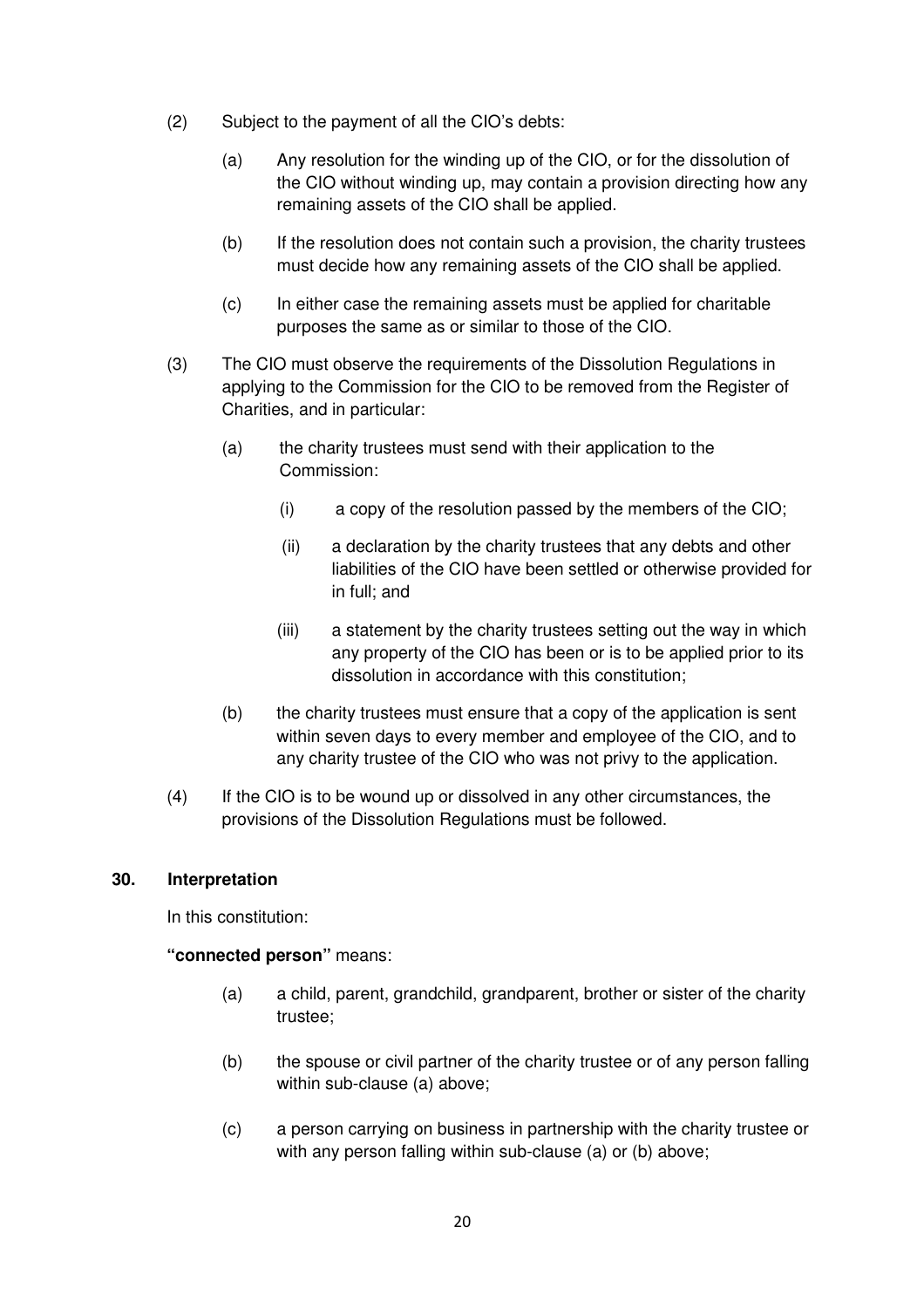(2) Subject to the payment of all the CIO's debts:

(a) Any resolution for the winding up of the CIO, or for the dissolution of the CIO without winding up, may contain a provision directing how any remaining assets of the CIO shall be applied.

(b) If the resolution does not contain such a provision, the charity trustees must decide how any remaining assets of the CIO shall be applied.

(c) In either case the remaining assets must be applied for charitable purposes the same as or similar to those of the CIO.

(3) The CIO must observe the requirements of the Dissolution Regulations in applying to the Commission for the CIO to be removed from the Register of Charities, and in particular:

(a) the charity trustees must send with their application to the Commission:

(i) a copy of the resolution passed by the members of the CIO;

(ii) a declaration by the charity trustees that any debts and other liabilities of the CIO have been settled or otherwise provided for in full; and

(iii) a statement by the charity trustees setting out the way in which any property of the CIO has been or is to be applied prior to its dissolution in accordance with this constitution;

(b) the charity trustees must ensure that a copy of the application is sent within seven days to every member and employee of the CIO, and to any charity trustee of the CIO who was not privy to the application.

(4) If the CIO is to be wound up or dissolved in any other circumstances, the provisions of the Dissolution Regulations must be followed.

## 30. Interpretation

In this constitution:

**"connected person"** means:

(a) a child, parent, grandchild, grandparent, brother or sister of the charity trustee;

(b) the spouse or civil partner of the charity trustee or of any person falling within sub-clause (a) above;

(c) a person carrying on business in partnership with the charity trustee or with any person falling within sub-clause (a) or (b) above;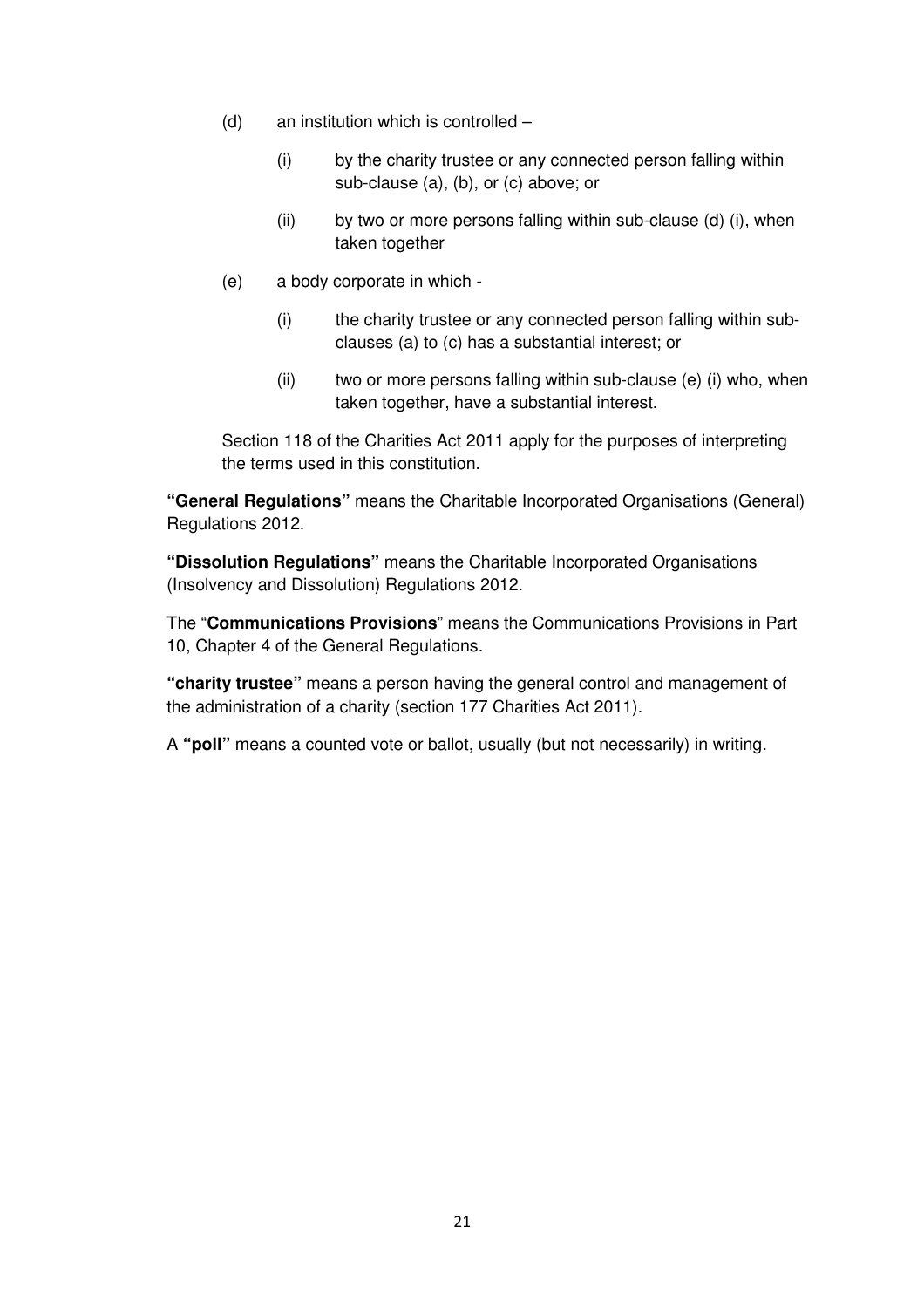(d) an institution which is controlled –

    (i) by the charity trustee or any connected person falling within sub-clause (a), (b), or (c) above; or

    (ii) by two or more persons falling within sub-clause (d) (i), when taken together

(e) a body corporate in which -

    (i) the charity trustee or any connected person falling within sub-clauses (a) to (c) has a substantial interest; or

    (ii) two or more persons falling within sub-clause (e) (i) who, when taken together, have a substantial interest.

Section 118 of the Charities Act 2011 apply for the purposes of interpreting the terms used in this constitution.

**"General Regulations"** means the Charitable Incorporated Organisations (General) Regulations 2012.

**"Dissolution Regulations"** means the Charitable Incorporated Organisations (Insolvency and Dissolution) Regulations 2012.

The "**Communications Provisions**" means the Communications Provisions in Part 10, Chapter 4 of the General Regulations.

**"charity trustee"** means a person having the general control and management of the administration of a charity (section 177 Charities Act 2011).

A **"poll"** means a counted vote or ballot, usually (but not necessarily) in writing.